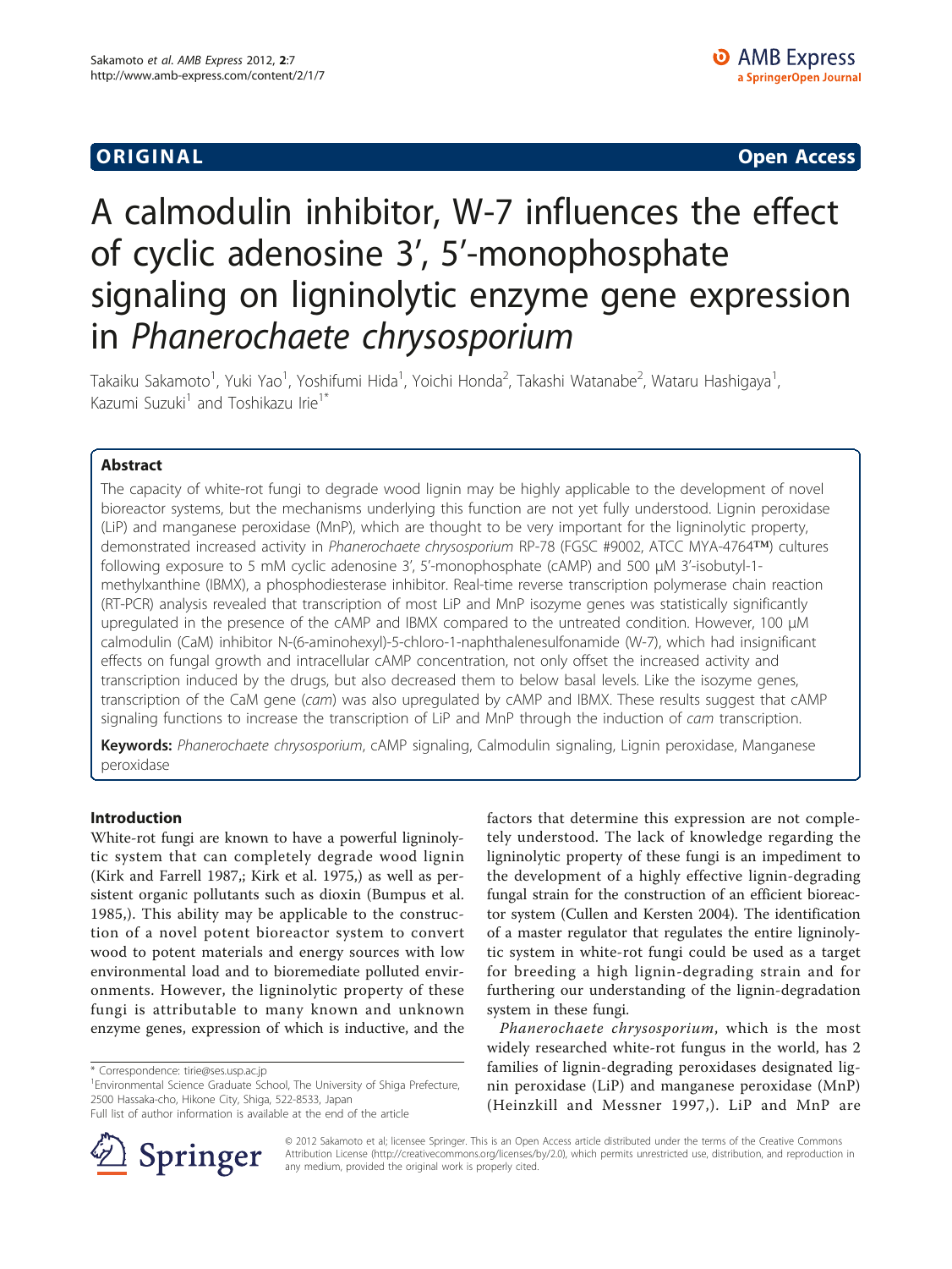**ORIGINAL** **Open Access**

# A calmodulin inhibitor, W-7 influences the effect of cyclic adenosine 3′, 5′-monophosphate signaling on ligninolytic enzyme gene expression in *Phanerochaete chrysosporium*

Takaiku Sakamoto[1], Yuki Yao[1], Yoshifumi Hida[1], Yoichi Honda[2], Takashi Watanabe[2], Wataru Hashigaya[1], Kazumi Suzuki[1] and Toshikazu Irie[1*]

## Abstract

The capacity of white-rot fungi to degrade wood lignin may be highly applicable to the development of novel bioreactor systems, but the mechanisms underlying this function are not yet fully understood. Lignin peroxidase (LiP) and manganese peroxidase (MnP), which are thought to be very important for the ligninolytic property, demonstrated increased activity in *Phanerochaete chrysosporium* RP-78 (FGSC #9002, ATCC MYA-4764™) cultures following exposure to 5 mM cyclic adenosine 3′, 5′-monophosphate (cAMP) and 500 μM 3′-isobutyl-1-methylxanthine (IBMX), a phosphodiesterase inhibitor. Real-time reverse transcription polymerase chain reaction (RT-PCR) analysis revealed that transcription of most LiP and MnP isozyme genes was statistically significantly upregulated in the presence of the cAMP and IBMX compared to the untreated condition. However, 100 μM calmodulin (CaM) inhibitor N-(6-aminohexyl)-5-chloro-1-naphthalenesulfonamide (W-7), which had insignificant effects on fungal growth and intracellular cAMP concentration, not only offset the increased activity and transcription induced by the drugs, but also decreased them to below basal levels. Like the isozyme genes, transcription of the CaM gene (*cam*) was also upregulated by cAMP and IBMX. These results suggest that cAMP signaling functions to increase the transcription of LiP and MnP through the induction of *cam* transcription.

**Keywords:** *Phanerochaete chrysosporium*, cAMP signaling, Calmodulin signaling, Lignin peroxidase, Manganese peroxidase

## Introduction

White-rot fungi are known to have a powerful ligninolytic system that can completely degrade wood lignin (Kirk and Farrell 1987,; Kirk et al. 1975,) as well as persistent organic pollutants such as dioxin (Bumpus et al. 1985,). This ability may be applicable to the construction of a novel potent bioreactor system to convert wood to potent materials and energy sources with low environmental load and to bioremediate polluted environments. However, the ligninolytic property of these fungi is attributable to many known and unknown enzyme genes, expression of which is inductive, and the factors that determine this expression are not completely understood. The lack of knowledge regarding the ligninolytic property of these fungi is an impediment to the development of a highly effective lignin-degrading fungal strain for the construction of an efficient bioreactor system (Cullen and Kersten 2004). The identification of a master regulator that regulates the entire ligninolytic system in white-rot fungi could be used as a target for breeding a high lignin-degrading strain and for furthering our understanding of the lignin-degradation system in these fungi.

*Phanerochaete chrysosporium*, which is the most widely researched white-rot fungus in the world, has 2 families of lignin-degrading peroxidases designated lignin peroxidase (LiP) and manganese peroxidase (MnP) (Heinzkill and Messner 1997,). LiP and MnP are

* Correspondence: tirie@ses.usp.ac.jp
[1]Environmental Science Graduate School, The University of Shiga Prefecture, 2500 Hassaka-cho, Hikone City, Shiga, 522-8533, Japan
Full list of author information is available at the end of the article

© 2012 Sakamoto et al; licensee Springer. This is an Open Access article distributed under the terms of the Creative Commons Attribution License (http://creativecommons.org/licenses/by/2.0), which permits unrestricted use, distribution, and reproduction in any medium, provided the original work is properly cited.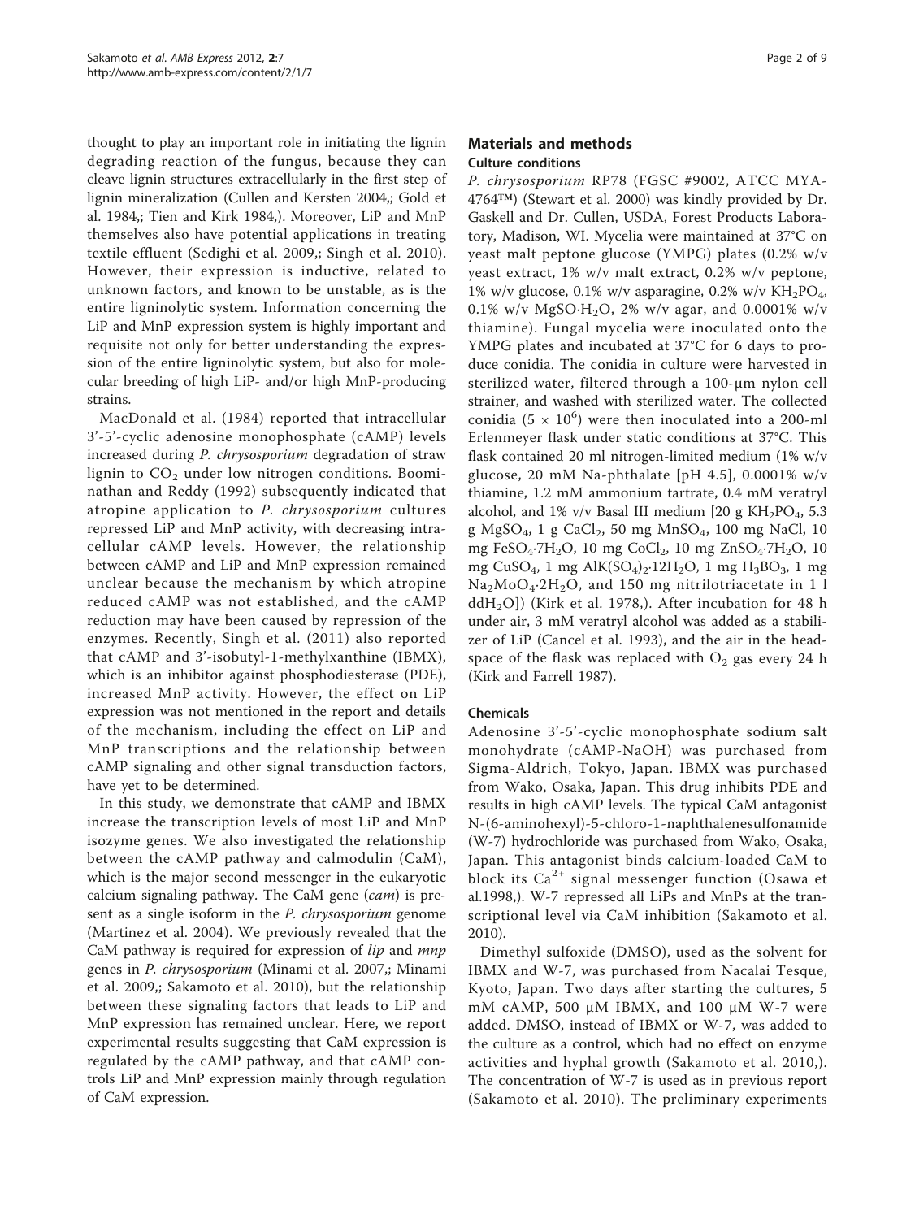thought to play an important role in initiating the lignin degrading reaction of the fungus, because they can cleave lignin structures extracellularly in the first step of lignin mineralization (Cullen and Kersten 2004,; Gold et al. 1984,; Tien and Kirk 1984,). Moreover, LiP and MnP themselves also have potential applications in treating textile effluent (Sedighi et al. 2009,; Singh et al. 2010). However, their expression is inductive, related to unknown factors, and known to be unstable, as is the entire ligninolytic system. Information concerning the LiP and MnP expression system is highly important and requisite not only for better understanding the expression of the entire ligninolytic system, but also for molecular breeding of high LiP- and/or high MnP-producing strains.

MacDonald et al. (1984) reported that intracellular 3'-5'-cyclic adenosine monophosphate (cAMP) levels increased during *P. chrysosporium* degradation of straw lignin to $CO_2$ under low nitrogen conditions. Boominathan and Reddy (1992) subsequently indicated that atropine application to *P. chrysosporium* cultures repressed LiP and MnP activity, with decreasing intracellular cAMP levels. However, the relationship between cAMP and LiP and MnP expression remained unclear because the mechanism by which atropine reduced cAMP was not established, and the cAMP reduction may have been caused by repression of the enzymes. Recently, Singh et al. (2011) also reported that cAMP and 3'-isobutyl-1-methylxanthine (IBMX), which is an inhibitor against phosphodiesterase (PDE), increased MnP activity. However, the effect on LiP expression was not mentioned in the report and details of the mechanism, including the effect on LiP and MnP transcriptions and the relationship between cAMP signaling and other signal transduction factors, have yet to be determined.

In this study, we demonstrate that cAMP and IBMX increase the transcription levels of most LiP and MnP isozyme genes. We also investigated the relationship between the cAMP pathway and calmodulin (CaM), which is the major second messenger in the eukaryotic calcium signaling pathway. The CaM gene (*cam*) is present as a single isoform in the *P. chrysosporium* genome (Martinez et al. 2004). We previously revealed that the CaM pathway is required for expression of *lip* and *mnp* genes in *P. chrysosporium* (Minami et al. 2007,; Minami et al. 2009,; Sakamoto et al. 2010), but the relationship between these signaling factors that leads to LiP and MnP expression has remained unclear. Here, we report experimental results suggesting that CaM expression is regulated by the cAMP pathway, and that cAMP controls LiP and MnP expression mainly through regulation of CaM expression.

## Materials and methods

### Culture conditions

*P. chrysosporium* RP78 (FGSC #9002, ATCC MYA-4764™) (Stewart et al. 2000) was kindly provided by Dr. Gaskell and Dr. Cullen, USDA, Forest Products Laboratory, Madison, WI. Mycelia were maintained at 37°C on yeast malt peptone glucose (YMPG) plates (0.2% w/v yeast extract, 1% w/v malt extract, 0.2% w/v peptone, 1% w/v glucose, 0.1% w/v asparagine, 0.2% w/v $KH_2PO_4$, 0.1% w/v $MgSO{\cdot}H_2O$, 2% w/v agar, and 0.0001% w/v thiamine). Fungal mycelia were inoculated onto the YMPG plates and incubated at 37°C for 6 days to produce conidia. The conidia in culture were harvested in sterilized water, filtered through a 100-μm nylon cell strainer, and washed with sterilized water. The collected conidia ($5 \times 10^6$) were then inoculated into a 200-ml Erlenmeyer flask under static conditions at 37°C. This flask contained 20 ml nitrogen-limited medium (1% w/v glucose, 20 mM Na-phthalate [pH 4.5], 0.0001% w/v thiamine, 1.2 mM ammonium tartrate, 0.4 mM veratryl alcohol, and 1% v/v Basal III medium [20 g $KH_2PO_4$, 5.3 g $MgSO_4$, 1 g $CaCl_2$, 50 mg $MnSO_4$, 100 mg NaCl, 10 mg $FeSO_4{\cdot}7H_2O$, 10 mg $CoCl_2$, 10 mg $ZnSO_4{\cdot}7H_2O$, 10 mg $CuSO_4$, 1 mg $AlK(SO_4)_2{\cdot}12H_2O$, 1 mg $H_3BO_3$, 1 mg $Na_2MoO_4{\cdot}2H_2O$, and 150 mg nitrilotriacetate in 1 l $ddH_2O$]) (Kirk et al. 1978,). After incubation for 48 h under air, 3 mM veratryl alcohol was added as a stabilizer of LiP (Cancel et al. 1993), and the air in the headspace of the flask was replaced with $O_2$ gas every 24 h (Kirk and Farrell 1987).

### Chemicals

Adenosine 3'-5'-cyclic monophosphate sodium salt monohydrate (cAMP-NaOH) was purchased from Sigma-Aldrich, Tokyo, Japan. IBMX was purchased from Wako, Osaka, Japan. This drug inhibits PDE and results in high cAMP levels. The typical CaM antagonist N-(6-aminohexyl)-5-chloro-1-naphthalenesulfonamide (W-7) hydrochloride was purchased from Wako, Osaka, Japan. This antagonist binds calcium-loaded CaM to block its $Ca^{2+}$ signal messenger function (Osawa et al.1998,). W-7 repressed all LiPs and MnPs at the transcriptional level via CaM inhibition (Sakamoto et al. 2010).

Dimethyl sulfoxide (DMSO), used as the solvent for IBMX and W-7, was purchased from Nacalai Tesque, Kyoto, Japan. Two days after starting the cultures, 5 mM cAMP, 500 μM IBMX, and 100 μM W-7 were added. DMSO, instead of IBMX or W-7, was added to the culture as a control, which had no effect on enzyme activities and hyphal growth (Sakamoto et al. 2010,). The concentration of W-7 is used as in previous report (Sakamoto et al. 2010). The preliminary experiments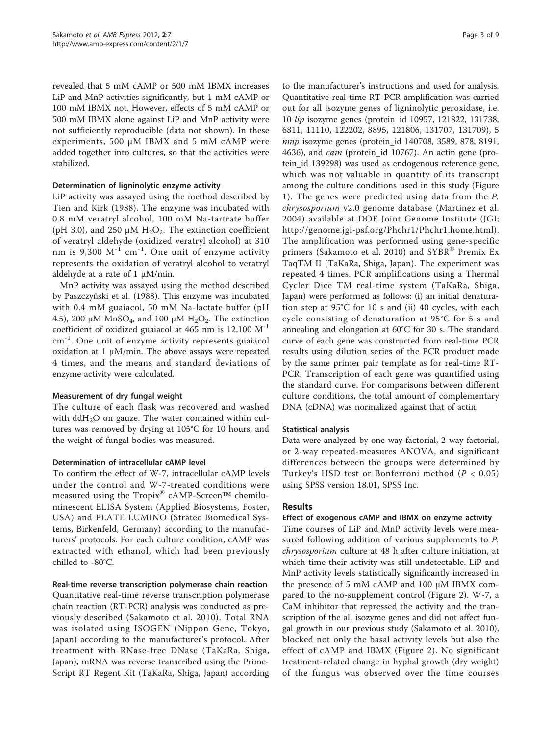revealed that 5 mM cAMP or 500 mM IBMX increases LiP and MnP activities significantly, but 1 mM cAMP or 100 mM IBMX not. However, effects of 5 mM cAMP or 500 mM IBMX alone against LiP and MnP activity were not sufficiently reproducible (data not shown). In these experiments, 500 μM IBMX and 5 mM cAMP were added together into cultures, so that the activities were stabilized.

### Determination of ligninolytic enzyme activity

LiP activity was assayed using the method described by Tien and Kirk (1988). The enzyme was incubated with 0.8 mM veratryl alcohol, 100 mM Na-tartrate buffer (pH 3.0), and 250 μM $H_2O_2$. The extinction coefficient of veratryl aldehyde (oxidized veratryl alcohol) at 310 nm is 9,300 $M^{-1}$ $cm^{-1}$. One unit of enzyme activity represents the oxidation of veratryl alcohol to veratryl aldehyde at a rate of 1 μM/min.

MnP activity was assayed using the method described by Paszczyński et al. (1988). This enzyme was incubated with 0.4 mM guaiacol, 50 mM Na-lactate buffer (pH 4.5), 200 μM $MnSO_4$, and 100 μM $H_2O_2$. The extinction coefficient of oxidized guaiacol at 465 nm is 12,100 $M^{-1}$ $cm^{-1}$. One unit of enzyme activity represents guaiacol oxidation at 1 μM/min. The above assays were repeated 4 times, and the means and standard deviations of enzyme activity were calculated.

### Measurement of dry fungal weight

The culture of each flask was recovered and washed with dd$H_2O$ on gauze. The water contained within cultures was removed by drying at 105°C for 10 hours, and the weight of fungal bodies was measured.

### Determination of intracellular cAMP level

To confirm the effect of W-7, intracellular cAMP levels under the control and W-7-treated conditions were measured using the Tropix® cAMP-Screen™ chemiluminescent ELISA System (Applied Biosystems, Foster, USA) and PLATE LUMINO (Stratec Biomedical Systems, Birkenfeld, Germany) according to the manufacturers' protocols. For each culture condition, cAMP was extracted with ethanol, which had been previously chilled to -80°C.

### Real-time reverse transcription polymerase chain reaction

Quantitative real-time reverse transcription polymerase chain reaction (RT-PCR) analysis was conducted as previously described (Sakamoto et al. 2010). Total RNA was isolated using ISOGEN (Nippon Gene, Tokyo, Japan) according to the manufacturer's protocol. After treatment with RNase-free DNase (TaKaRa, Shiga, Japan), mRNA was reverse transcribed using the PrimeScript RT Regent Kit (TaKaRa, Shiga, Japan) according to the manufacturer's instructions and used for analysis. Quantitative real-time RT-PCR amplification was carried out for all isozyme genes of ligninolytic peroxidase, i.e. 10 *lip* isozyme genes (protein_id 10957, 121822, 131738, 6811, 11110, 122202, 8895, 121806, 131707, 131709), 5 *mnp* isozyme genes (protein_id 140708, 3589, 878, 8191, 4636), and *cam* (protein_id 10767). An actin gene (protein_id 139298) was used as endogenous reference gene, which was not valuable in quantity of its transcript among the culture conditions used in this study (Figure 1). The genes were predicted using data from the *P. chrysosporium* v2.0 genome database (Martinez et al. 2004) available at DOE Joint Genome Institute (JGI; http://genome.jgi-psf.org/Phchr1/Phchr1.home.html). The amplification was performed using gene-specific primers (Sakamoto et al. 2010) and SYBR® Premix Ex TaqTM II (TaKaRa, Shiga, Japan). The experiment was repeated 4 times. PCR amplifications using a Thermal Cycler Dice TM real-time system (TaKaRa, Shiga, Japan) were performed as follows: (i) an initial denaturation step at 95°C for 10 s and (ii) 40 cycles, with each cycle consisting of denaturation at 95°C for 5 s and annealing and elongation at 60°C for 30 s. The standard curve of each gene was constructed from real-time PCR results using dilution series of the PCR product made by the same primer pair template as for real-time RT-PCR. Transcription of each gene was quantified using the standard curve. For comparisons between different culture conditions, the total amount of complementary DNA (cDNA) was normalized against that of actin.

### Statistical analysis

Data were analyzed by one-way factorial, 2-way factorial, or 2-way repeated-measures ANOVA, and significant differences between the groups were determined by Turkey's HSD test or Bonferroni method ($P < 0.05$) using SPSS version 18.01, SPSS Inc.

## Results

### Effect of exogenous cAMP and IBMX on enzyme activity

Time courses of LiP and MnP activity levels were measured following addition of various supplements to *P. chrysosporium* culture at 48 h after culture initiation, at which time their activity was still undetectable. LiP and MnP activity levels statistically significantly increased in the presence of 5 mM cAMP and 100 μM IBMX compared to the no-supplement control (Figure 2). W-7, a CaM inhibitor that repressed the activity and the transcription of the all isozyme genes and did not affect fungal growth in our previous study (Sakamoto et al. 2010), blocked not only the basal activity levels but also the effect of cAMP and IBMX (Figure 2). No significant treatment-related change in hyphal growth (dry weight) of the fungus was observed over the time courses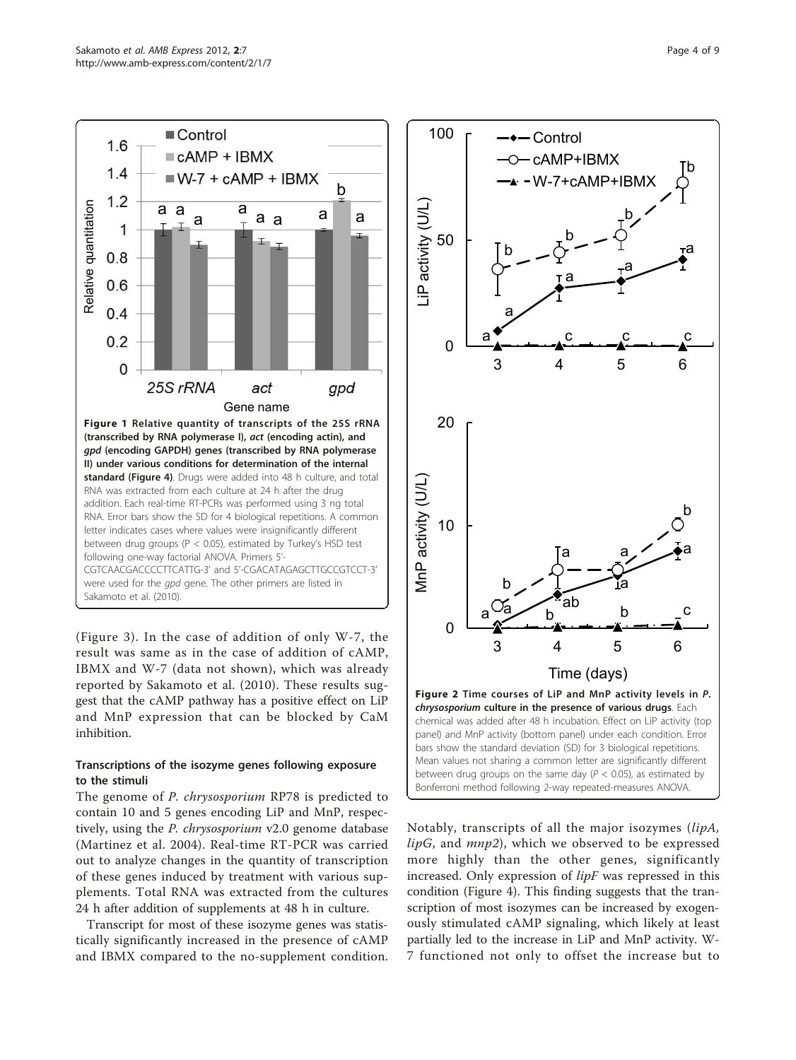**Figure 1 Relative quantity of transcripts of the 25S rRNA (transcribed by RNA polymerase I), *act* (encoding actin), and *gpd* (encoding GAPDH) genes (transcribed by RNA polymerase II) under various conditions for determination of the internal standard (Figure 4)**. Drugs were added into 48 h culture, and total RNA was extracted from each culture at 24 h after the drug addition. Each real-time RT-PCRs was performed using 3 ng total RNA. Error bars show the SD for 4 biological repetitions. A common letter indicates cases where values were insignificantly different between drug groups ($P < 0.05$), estimated by Turkey's HSD test following one-way factorial ANOVA. Primers 5'-CGTCAACGACCCCTTCATTG-3' and 5'-CGACATAGAGCTTGCCGTCCT-3' were used for the *gpd* gene. The other primers are listed in Sakamoto et al. (2010).

**Figure 2 Time courses of LiP and MnP activity levels in *P. chrysosporium* culture in the presence of various drugs**. Each chemical was added after 48 h incubation. Effect on LiP activity (top panel) and MnP activity (bottom panel) under each condition. Error bars show the standard deviation (SD) for 3 biological repetitions. Mean values not sharing a common letter are significantly different between drug groups on the same day ($P < 0.05$), as estimated by Bonferroni method following 2-way repeated-measures ANOVA.

(Figure 3). In the case of addition of only W-7, the result was same as in the case of addition of cAMP, IBMX and W-7 (data not shown), which was already reported by Sakamoto et al. (2010). These results suggest that the cAMP pathway has a positive effect on LiP and MnP expression that can be blocked by CaM inhibition.

### Transcriptions of the isozyme genes following exposure to the stimuli

The genome of *P. chrysosporium* RP78 is predicted to contain 10 and 5 genes encoding LiP and MnP, respectively, using the *P. chrysosporium* v2.0 genome database (Martinez et al. 2004). Real-time RT-PCR was carried out to analyze changes in the quantity of transcription of these genes induced by treatment with various supplements. Total RNA was extracted from the cultures 24 h after addition of supplements at 48 h in culture.

Transcript for most of these isozyme genes was statistically significantly increased in the presence of cAMP and IBMX compared to the no-supplement condition. Notably, transcripts of all the major isozymes (*lipA*, *lipG*, and *mnp2*), which we observed to be expressed more highly than the other genes, significantly increased. Only expression of *lipF* was repressed in this condition (Figure 4). This finding suggests that the transcription of most isozymes can be increased by exogenously stimulated cAMP signaling, which likely at least partially led to the increase in LiP and MnP activity. W-7 functioned not only to offset the increase but to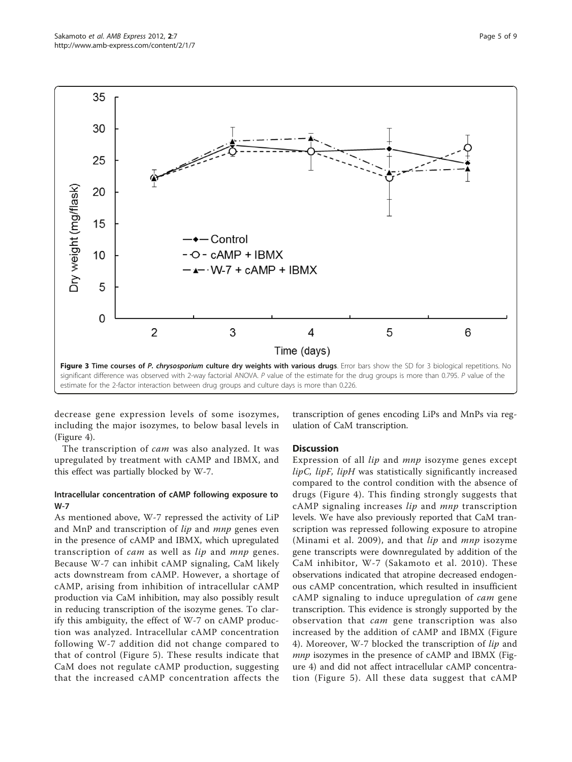Figure 3 Time courses of *P. chrysosporium* culture dry weights with various drugs. Error bars show the SD for 3 biological repetitions. No significant difference was observed with 2-way factorial ANOVA. *P* value of the estimate for the drug groups is more than 0.795. *P* value of the estimate for the 2-factor interaction between drug groups and culture days is more than 0.226.

decrease gene expression levels of some isozymes, including the major isozymes, to below basal levels in (Figure 4).

The transcription of *cam* was also analyzed. It was upregulated by treatment with cAMP and IBMX, and this effect was partially blocked by W-7.

### Intracellular concentration of cAMP following exposure to W-7

As mentioned above, W-7 repressed the activity of LiP and MnP and transcription of *lip* and *mnp* genes even in the presence of cAMP and IBMX, which upregulated transcription of *cam* as well as *lip* and *mnp* genes. Because W-7 can inhibit cAMP signaling, CaM likely acts downstream from cAMP. However, a shortage of cAMP, arising from inhibition of intracellular cAMP production via CaM inhibition, may also possibly result in reducing transcription of the isozyme genes. To clarify this ambiguity, the effect of W-7 on cAMP production was analyzed. Intracellular cAMP concentration following W-7 addition did not change compared to that of control (Figure 5). These results indicate that CaM does not regulate cAMP production, suggesting that the increased cAMP concentration affects the transcription of genes encoding LiPs and MnPs via regulation of CaM transcription.

## Discussion

Expression of all *lip* and *mnp* isozyme genes except *lipC, lipF, lipH* was statistically significantly increased compared to the control condition with the absence of drugs (Figure 4). This finding strongly suggests that cAMP signaling increases *lip* and *mnp* transcription levels. We have also previously reported that CaM transcription was repressed following exposure to atropine (Minami et al. 2009), and that *lip* and *mnp* isozyme gene transcripts were downregulated by addition of the CaM inhibitor, W-7 (Sakamoto et al. 2010). These observations indicated that atropine decreased endogenous cAMP concentration, which resulted in insufficient cAMP signaling to induce upregulation of *cam* gene transcription. This evidence is strongly supported by the observation that *cam* gene transcription was also increased by the addition of cAMP and IBMX (Figure 4). Moreover, W-7 blocked the transcription of *lip* and *mnp* isozymes in the presence of cAMP and IBMX (Figure 4) and did not affect intracellular cAMP concentration (Figure 5). All these data suggest that cAMP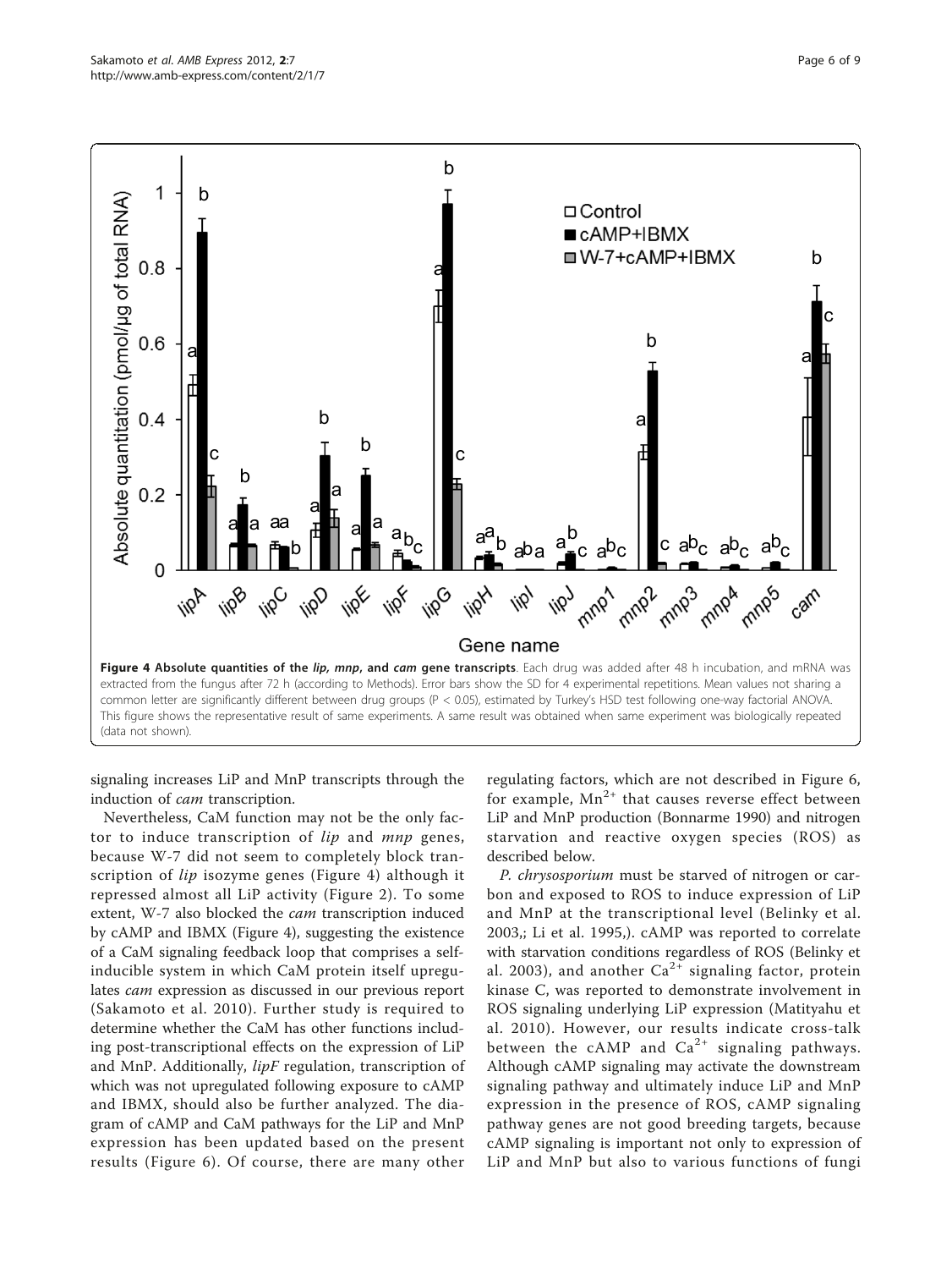**Figure 4 Absolute quantities of the *lip*, *mnp*, and *cam* gene transcripts**. Each drug was added after 48 h incubation, and mRNA was extracted from the fungus after 72 h (according to Methods). Error bars show the SD for 4 experimental repetitions. Mean values not sharing a common letter are significantly different between drug groups (P < 0.05), estimated by Turkey's HSD test following one-way factorial ANOVA. This figure shows the representative result of same experiments. A same result was obtained when same experiment was biologically repeated (data not shown).

signaling increases LiP and MnP transcripts through the induction of *cam* transcription.

Nevertheless, CaM function may not be the only factor to induce transcription of *lip* and *mnp* genes, because W-7 did not seem to completely block transcription of *lip* isozyme genes (Figure 4) although it repressed almost all LiP activity (Figure 2). To some extent, W-7 also blocked the *cam* transcription induced by cAMP and IBMX (Figure 4), suggesting the existence of a CaM signaling feedback loop that comprises a self-inducible system in which CaM protein itself upregulates *cam* expression as discussed in our previous report (Sakamoto et al. 2010). Further study is required to determine whether the CaM has other functions including post-transcriptional effects on the expression of LiP and MnP. Additionally, *lipF* regulation, transcription of which was not upregulated following exposure to cAMP and IBMX, should also be further analyzed. The diagram of cAMP and CaM pathways for the LiP and MnP expression has been updated based on the present results (Figure 6). Of course, there are many other regulating factors, which are not described in Figure 6, for example, $Mn^{2+}$ that causes reverse effect between LiP and MnP production (Bonnarme 1990) and nitrogen starvation and reactive oxygen species (ROS) as described below.

*P. chrysosporium* must be starved of nitrogen or carbon and exposed to ROS to induce expression of LiP and MnP at the transcriptional level (Belinky et al. 2003,; Li et al. 1995,). cAMP was reported to correlate with starvation conditions regardless of ROS (Belinky et al. 2003), and another $Ca^{2+}$ signaling factor, protein kinase C, was reported to demonstrate involvement in ROS signaling underlying LiP expression (Matityahu et al. 2010). However, our results indicate cross-talk between the cAMP and $Ca^{2+}$ signaling pathways. Although cAMP signaling may activate the downstream signaling pathway and ultimately induce LiP and MnP expression in the presence of ROS, cAMP signaling pathway genes are not good breeding targets, because cAMP signaling is important not only to expression of LiP and MnP but also to various functions of fungi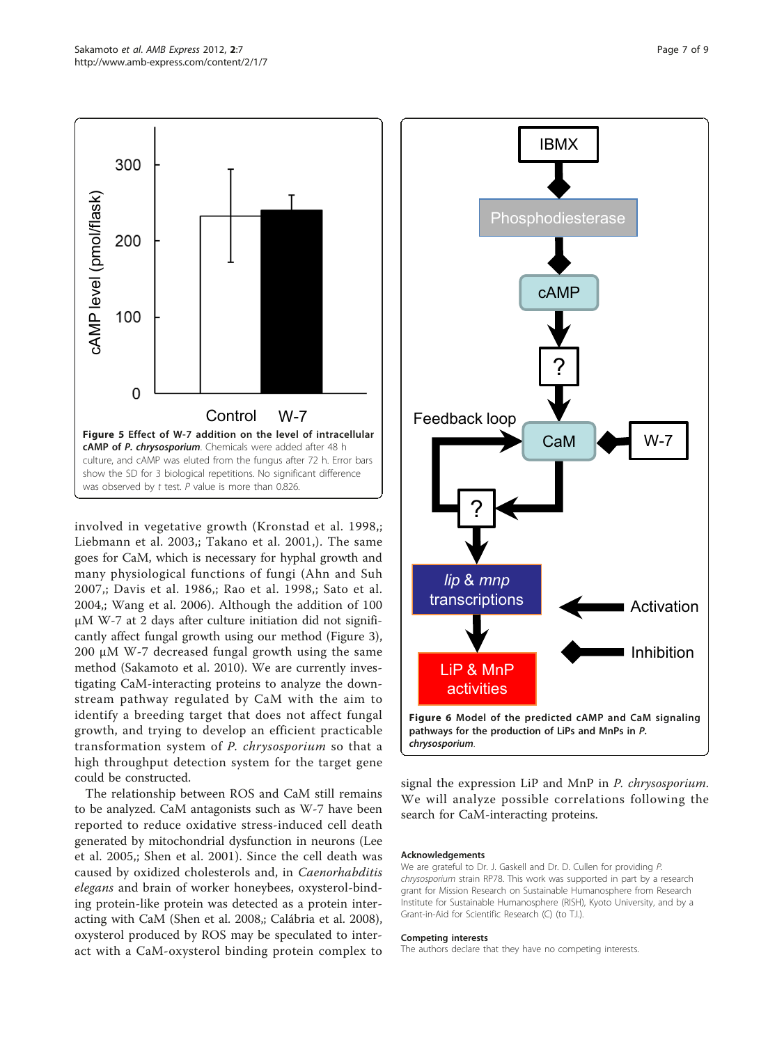**Figure 5 Effect of W-7 addition on the level of intracellular cAMP of *P. chrysosporium*.** Chemicals were added after 48 h culture, and cAMP was eluted from the fungus after 72 h. Error bars show the SD for 3 biological repetitions. No significant difference was observed by *t* test. *P* value is more than 0.826.

involved in vegetative growth (Kronstad et al. 1998,; Liebmann et al. 2003,; Takano et al. 2001,). The same goes for CaM, which is necessary for hyphal growth and many physiological functions of fungi (Ahn and Suh 2007,; Davis et al. 1986,; Rao et al. 1998,; Sato et al. 2004,; Wang et al. 2006). Although the addition of 100 μM W-7 at 2 days after culture initiation did not significantly affect fungal growth using our method (Figure 3), 200 μM W-7 decreased fungal growth using the same method (Sakamoto et al. 2010). We are currently investigating CaM-interacting proteins to analyze the downstream pathway regulated by CaM with the aim to identify a breeding target that does not affect fungal growth, and trying to develop an efficient practicable transformation system of *P. chrysosporium* so that a high throughput detection system for the target gene could be constructed.

The relationship between ROS and CaM still remains to be analyzed. CaM antagonists such as W-7 have been reported to reduce oxidative stress-induced cell death generated by mitochondrial dysfunction in neurons (Lee et al. 2005,; Shen et al. 2001). Since the cell death was caused by oxidized cholesterols and, in *Caenorhabditis elegans* and brain of worker honeybees, oxysterol-binding protein-like protein was detected as a protein interacting with CaM (Shen et al. 2008,; Calábria et al. 2008), oxysterol produced by ROS may be speculated to interact with a CaM-oxysterol binding protein complex to signal the expression LiP and MnP in *P. chrysosporium*. We will analyze possible correlations following the search for CaM-interacting proteins.

**Figure 6 Model of the predicted cAMP and CaM signaling pathways for the production of LiPs and MnPs in *P. chrysosporium*.**

### Acknowledgements

We are grateful to Dr. J. Gaskell and Dr. D. Cullen for providing *P. chrysosporium* strain RP78. This work was supported in part by a research grant for Mission Research on Sustainable Humanosphere from Research Institute for Sustainable Humanosphere (RISH), Kyoto University, and by a Grant-in-Aid for Scientific Research (C) (to T.I.).

### Competing interests

The authors declare that they have no competing interests.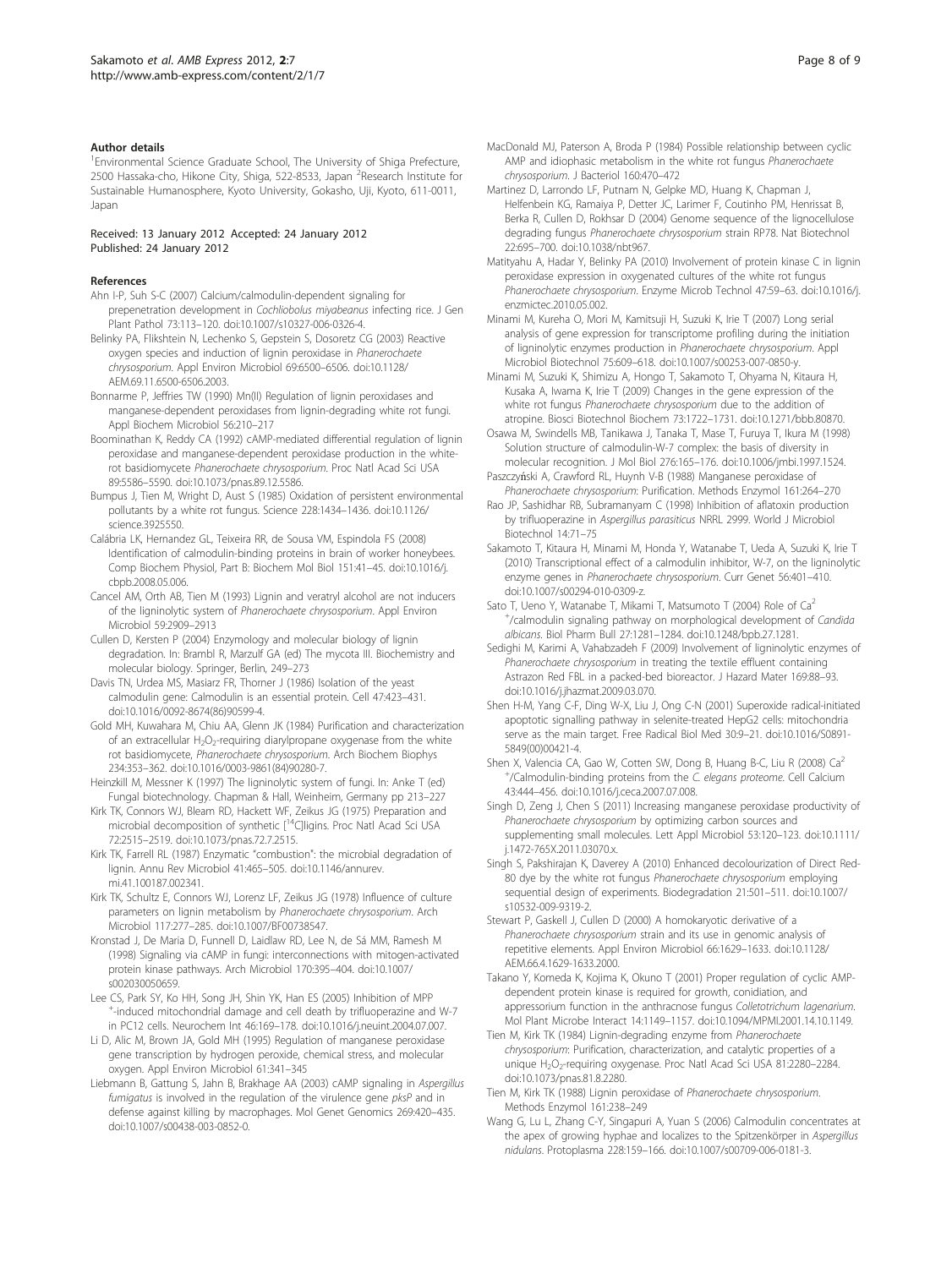#### Author details

[1]Environmental Science Graduate School, The University of Shiga Prefecture, 2500 Hassaka-cho, Hikone City, Shiga, 522-8533, Japan [2]Research Institute for Sustainable Humanosphere, Kyoto University, Gokasho, Uji, Kyoto, 611-0011, Japan

Received: 13 January 2012 Accepted: 24 January 2012
Published: 24 January 2012

#### References

Ahn I-P, Suh S-C (2007) Calcium/calmodulin-dependent signaling for prepenetration development in *Cochliobolus miyabeanus* infecting rice. J Gen Plant Pathol 73:113–120. doi:10.1007/s10327-006-0326-4.

Belinky PA, Flikshtein N, Lechenko S, Gepstein S, Dosoretz CG (2003) Reactive oxygen species and induction of lignin peroxidase in *Phanerochaete chrysosporium*. Appl Environ Microbiol 69:6500–6506. doi:10.1128/AEM.69.11.6500-6506.2003.

Bonnarme P, Jeffries TW (1990) Mn(II) Regulation of lignin peroxidases and manganese-dependent peroxidases from lignin-degrading white rot fungi. Appl Biochem Microbiol 56:210–217

Boominathan K, Reddy CA (1992) cAMP-mediated differential regulation of lignin peroxidase and manganese-dependent peroxidase production in the white-rot basidiomycete *Phanerochaete chrysosporium*. Proc Natl Acad Sci USA 89:5586–5590. doi:10.1073/pnas.89.12.5586.

Bumpus J, Tien M, Wright D, Aust S (1985) Oxidation of persistent environmental pollutants by a white rot fungus. Science 228:1434–1436. doi:10.1126/science.3925550.

Calábria LK, Hernandez GL, Teixeira RR, de Sousa VM, Espindola FS (2008) Identification of calmodulin-binding proteins in brain of worker honeybees. Comp Biochem Physiol, Part B: Biochem Mol Biol 151:41–45. doi:10.1016/j.cbpb.2008.05.006.

Cancel AM, Orth AB, Tien M (1993) Lignin and veratryl alcohol are not inducers of the ligninolytic system of *Phanerochaete chrysosporium*. Appl Environ Microbiol 59:2909–2913

Cullen D, Kersten P (2004) Enzymology and molecular biology of lignin degradation. In: Brambl R, Marzulf GA (ed) The mycota III. Biochemistry and molecular biology. Springer, Berlin, 249–273

Davis TN, Urdea MS, Masiarz FR, Thorner J (1986) Isolation of the yeast calmodulin gene: Calmodulin is an essential protein. Cell 47:423–431. doi:10.1016/0092-8674(86)90599-4.

Gold MH, Kuwahara M, Chiu AA, Glenn JK (1984) Purification and characterization of an extracellular $H_2O_2$-requiring diarylpropane oxygenase from the white rot basidiomycete, *Phanerochaete chrysosporium*. Arch Biochem Biophys 234:353–362. doi:10.1016/0003-9861(84)90280-7.

Heinzkill M, Messner K (1997) The ligninolytic system of fungi. In: Anke T (ed) Fungal biotechnology. Chapman & Hall, Weinheim, Germany pp 213–227

Kirk TK, Connors WJ, Bleam RD, Hackett WF, Zeikus JG (1975) Preparation and microbial decomposition of synthetic [$^{14}$C]ligins. Proc Natl Acad Sci USA 72:2515–2519. doi:10.1073/pnas.72.7.2515.

Kirk TK, Farrell RL (1987) Enzymatic "combustion": the microbial degradation of lignin. Annu Rev Microbiol 41:465–505. doi:10.1146/annurev.mi.41.100187.002341.

Kirk TK, Schultz E, Connors WJ, Lorenz LF, Zeikus JG (1978) Influence of culture parameters on lignin metabolism by *Phanerochaete chrysosporium*. Arch Microbiol 117:277–285. doi:10.1007/BF00738547.

Kronstad J, De Maria D, Funnell D, Laidlaw RD, Lee N, de Sá MM, Ramesh M (1998) Signaling via cAMP in fungi: interconnections with mitogen-activated protein kinase pathways. Arch Microbiol 170:395–404. doi:10.1007/s002030050659.

Lee CS, Park SY, Ko HH, Song JH, Shin YK, Han ES (2005) Inhibition of MPP$^+$-induced mitochondrial damage and cell death by trifluoperazine and W-7 in PC12 cells. Neurochem Int 46:169–178. doi:10.1016/j.neuint.2004.07.007.

Li D, Alic M, Brown JA, Gold MH (1995) Regulation of manganese peroxidase gene transcription by hydrogen peroxide, chemical stress, and molecular oxygen. Appl Environ Microbiol 61:341–345

Liebmann B, Gattung S, Jahn B, Brakhage AA (2003) cAMP signaling in *Aspergillus fumigatus* is involved in the regulation of the virulence gene *pksP* and in defense against killing by macrophages. Mol Genet Genomics 269:420–435. doi:10.1007/s00438-003-0852-0.

MacDonald MJ, Paterson A, Broda P (1984) Possible relationship between cyclic AMP and idiophasic metabolism in the white rot fungus *Phanerochaete chrysosporium*. J Bacteriol 160:470–472

Martinez D, Larrondo LF, Putnam N, Gelpke MD, Huang K, Chapman J, Helfenbein KG, Ramaiya P, Detter JC, Larimer F, Coutinho PM, Henrissat B, Berka R, Cullen D, Rokhsar D (2004) Genome sequence of the lignocellulose degrading fungus *Phanerochaete chrysosporium* strain RP78. Nat Biotechnol 22:695–700. doi:10.1038/nbt967.

Matityahu A, Hadar Y, Belinky PA (2010) Involvement of protein kinase C in lignin peroxidase expression in oxygenated cultures of the white rot fungus *Phanerochaete chrysosporium*. Enzyme Microb Technol 47:59–63. doi:10.1016/j.enzmictec.2010.05.002.

Minami M, Kureha O, Mori M, Kamitsuji H, Suzuki K, Irie T (2007) Long serial analysis of gene expression for transcriptome profiling during the initiation of ligninolytic enzymes production in *Phanerochaete chrysosporium*. Appl Microbiol Biotechnol 75:609–618. doi:10.1007/s00253-007-0850-y.

Minami M, Suzuki K, Shimizu A, Hongo T, Sakamoto T, Ohyama N, Kitaura H, Kusaka A, Iwama K, Irie T (2009) Changes in the gene expression of the white rot fungus *Phanerochaete chrysosporium* due to the addition of atropine. Biosci Biotechnol Biochem 73:1722–1731. doi:10.1271/bbb.80870.

Osawa M, Swindells MB, Tanikawa J, Tanaka T, Mase T, Furuya T, Ikura M (1998) Solution structure of calmodulin-W-7 complex: the basis of diversity in molecular recognition. J Mol Biol 276:165–176. doi:10.1006/jmbi.1997.1524.

Paszczyński A, Crawford RL, Huynh V-B (1988) Manganese peroxidase of *Phanerochaete chrysosporium*: Purification. Methods Enzymol 161:264–270

Rao JP, Sashidhar RB, Subramanyam C (1998) Inhibition of aflatoxin production by trifluoperazine in *Aspergillus parasiticus* NRRL 2999. World J Microbiol Biotechnol 14:71–75

Sakamoto T, Kitaura H, Minami M, Honda Y, Watanabe T, Ueda A, Suzuki K, Irie T (2010) Transcriptional effect of a calmodulin inhibitor, W-7, on the ligninolytic enzyme genes in *Phanerochaete chrysosporium*. Curr Genet 56:401–410. doi:10.1007/s00294-010-0309-z.

Sato T, Ueno Y, Watanabe T, Mikami T, Matsumoto T (2004) Role of $Ca^{2+}$/calmodulin signaling pathway on morphological development of *Candida albicans*. Biol Pharm Bull 27:1281–1284. doi:10.1248/bpb.27.1281.

Sedighi M, Karimi A, Vahabzadeh F (2009) Involvement of ligninolytic enzymes of *Phanerochaete chrysosporium* in treating the textile effluent containing Astrazon Red FBL in a packed-bed bioreactor. J Hazard Mater 169:88–93. doi:10.1016/j.jhazmat.2009.03.070.

Shen H-M, Yang C-F, Ding W-X, Liu J, Ong C-N (2001) Superoxide radical-initiated apoptotic signalling pathway in selenite-treated HepG2 cells: mitochondria serve as the main target. Free Radical Biol Med 30:9–21. doi:10.1016/S0891-5849(00)00421-4.

Shen X, Valencia CA, Gao W, Cotten SW, Dong B, Huang B-C, Liu R (2008) $Ca^{2+}$/Calmodulin-binding proteins from the *C. elegans proteome*. Cell Calcium 43:444–456. doi:10.1016/j.ceca.2007.07.008.

Singh D, Zeng J, Chen S (2011) Increasing manganese peroxidase productivity of *Phanerochaete chrysosporium* by optimizing carbon sources and supplementing small molecules. Lett Appl Microbiol 53:120–123. doi:10.1111/j.1472-765X.2011.03070.x.

Singh S, Pakshirajan K, Daverey A (2010) Enhanced decolourization of Direct Red-80 dye by the white rot fungus *Phanerochaete chrysosporium* employing sequential design of experiments. Biodegradation 21:501–511. doi:10.1007/s10532-009-9319-2.

Stewart P, Gaskell J, Cullen D (2000) A homokaryotic derivative of a *Phanerochaete chrysosporium* strain and its use in genomic analysis of repetitive elements. Appl Environ Microbiol 66:1629–1633. doi:10.1128/AEM.66.4.1629-1633.2000.

Takano Y, Komeda K, Kojima K, Okuno T (2001) Proper regulation of cyclic AMP-dependent protein kinase is required for growth, conidiation, and appressorium function in the anthracnose fungus *Colletotrichum lagenarium*. Mol Plant Microbe Interact 14:1149–1157. doi:10.1094/MPMI.2001.14.10.1149.

Tien M, Kirk TK (1984) Lignin-degrading enzyme from *Phanerochaete chrysosporium*: Purification, characterization, and catalytic properties of a unique $H_2O_2$-requiring oxygenase. Proc Natl Acad Sci USA 81:2280–2284. doi:10.1073/pnas.81.8.2280.

Tien M, Kirk TK (1988) Lignin peroxidase of *Phanerochaete chrysosporium*. Methods Enzymol 161:238–249

Wang G, Lu L, Zhang C-Y, Singapuri A, Yuan S (2006) Calmodulin concentrates at the apex of growing hyphae and localizes to the Spitzenkörper in *Aspergillus nidulans*. Protoplasma 228:159–166. doi:10.1007/s00709-006-0181-3.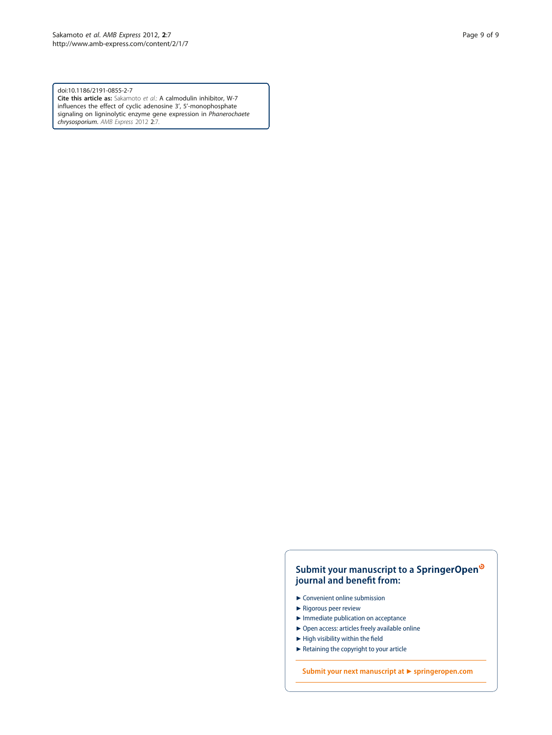doi:10.1186/2191-0855-2-7

**Cite this article as:** Sakamoto *et al.*: A calmodulin inhibitor, W-7 influences the effect of cyclic adenosine 3', 5'-monophosphate signaling on ligninolytic enzyme gene expression in *Phanerochaete chrysosporium*. *AMB Express* 2012 **2**:7.

**Submit your manuscript to a SpringerOpen journal and benefit from:**

- ► Convenient online submission
- ► Rigorous peer review
- ► Immediate publication on acceptance
- ► Open access: articles freely available online
- ► High visibility within the field
- ► Retaining the copyright to your article

**Submit your next manuscript at ► springeropen.com**